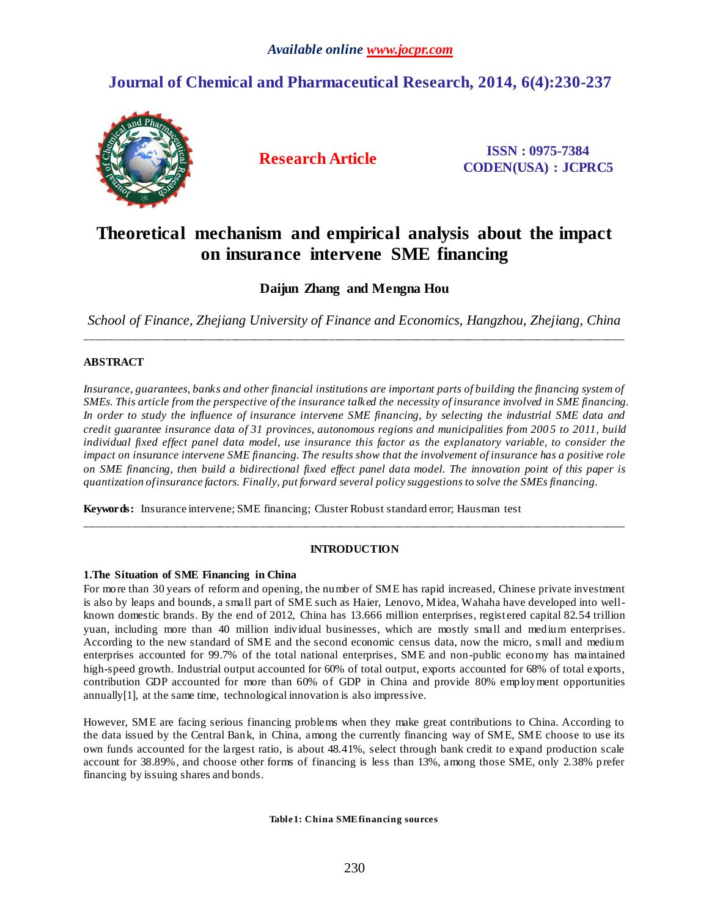# Theoretical mechanism and empirical analysis about the impact on insurance intervene SME financing

**Daijun Zhang and Mengna Hou**

*School of Finance, Zhejiang University of Finance and Economics, Hangzhou, Zhejiang, China*

---

## ABSTRACT

*Insurance, guarantees, banks and other financial institutions are important parts of building the financing system of SMEs. This article from the perspective of the insurance talked the necessity of insurance involved in SME financing. In order to study the influence of insurance intervene SME financing, by selecting the industrial SME data and credit guarantee insurance data of 31 provinces, autonomous regions and municipalities from 2005 to 2011, build individual fixed effect panel data model, use insurance this factor as the explanatory variable, to consider the impact on insurance intervene SME financing. The results show that the involvement of insurance has a positive role on SME financing, then build a bidirectional fixed effect panel data model. The innovation point of this paper is quantization of insurance factors. Finally, put forward several policy suggestions to solve the SMEs financing.*

**Keywords:** Insurance intervene; SME financing; Cluster Robust standard error; Hausman test

---

## INTRODUCTION

### 1.The Situation of SME Financing in China

For more than 30 years of reform and opening, the number of SME has rapid increased, Chinese private investment is also by leaps and bounds, a small part of SME such as Haier, Lenovo, Midea, Wahaha have developed into well-known domestic brands. By the end of 2012, China has 13.666 million enterprises, registered capital 82.54 trillion yuan, including more than 40 million individual businesses, which are mostly small and medium enterprises. According to the new standard of SME and the second economic census data, now the micro, small and medium enterprises accounted for 99.7% of the total national enterprises, SME and non-public economy has maintained high-speed growth. Industrial output accounted for 60% of total output, exports accounted for 68% of total exports, contribution GDP accounted for more than 60% of GDP in China and provide 80% employment opportunities annually[1], at the same time, technological innovation is also impressive.

However, SME are facing serious financing problems when they make great contributions to China. According to the data issued by the Central Bank, in China, among the currently financing way of SME, SME choose to use its own funds accounted for the largest ratio, is about 48.41%, select through bank credit to expand production scale account for 38.89%, and choose other forms of financing is less than 13%, among those SME, only 2.38% prefer financing by issuing shares and bonds.

**Table1: China SME financing sources**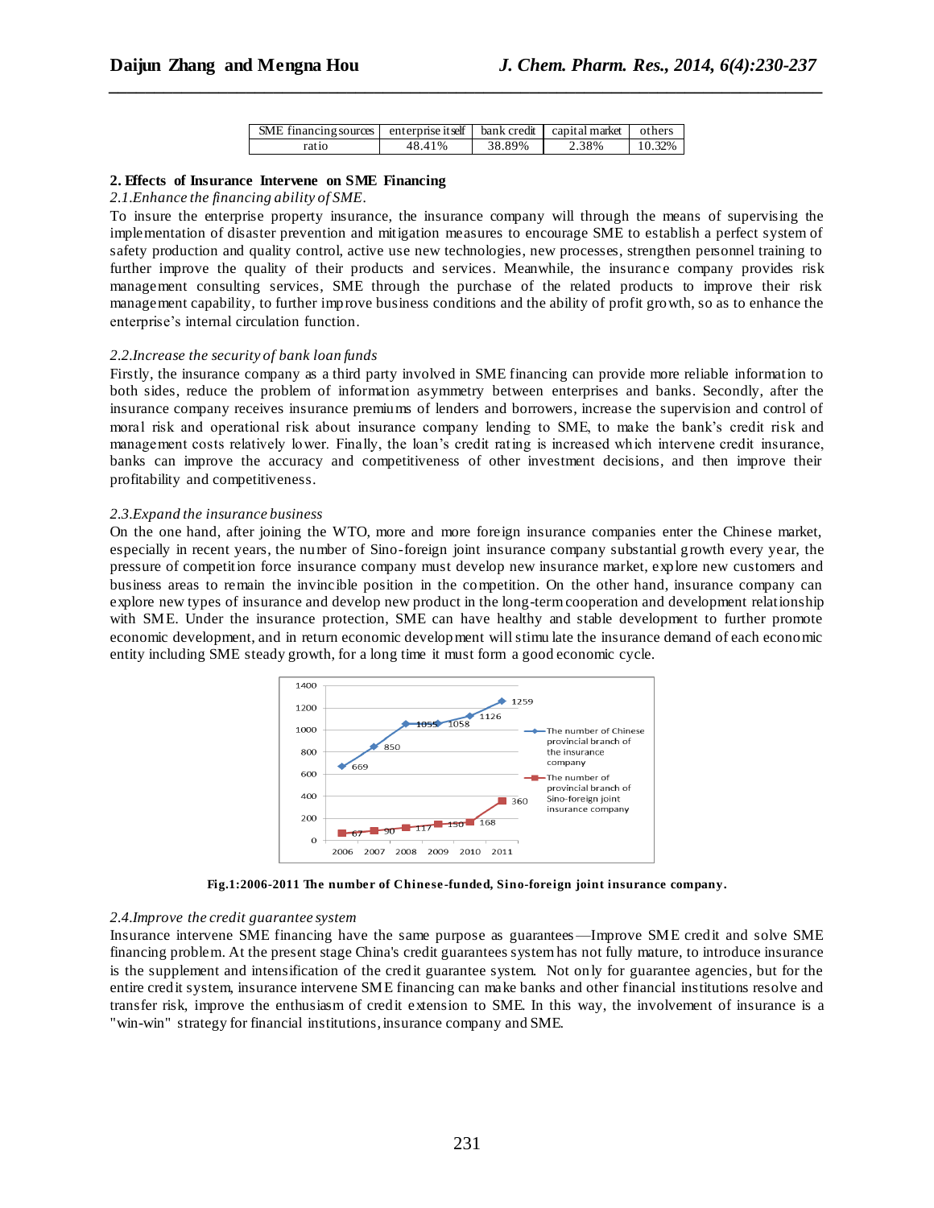| SME financing sources | enterprise itself | bank credit | capital market | others |
| --- | --- | --- | --- | --- |
| ratio | 48.41% | 38.89% | 2.38% | 10.32% |

## 2. Effects of Insurance Intervene on SME Financing

### *2.1.Enhance the financing ability of SME.*

To insure the enterprise property insurance, the insurance company will through the means of supervising the implementation of disaster prevention and mitigation measures to encourage SME to establish a perfect system of safety production and quality control, active use new technologies, new processes, strengthen personnel training to further improve the quality of their products and services. Meanwhile, the insurance company provides risk management consulting services, SME through the purchase of the related products to improve their risk management capability, to further improve business conditions and the ability of profit growth, so as to enhance the enterprise's internal circulation function.

### *2.2.Increase the security of bank loan funds*

Firstly, the insurance company as a third party involved in SME financing can provide more reliable information to both sides, reduce the problem of information asymmetry between enterprises and banks. Secondly, after the insurance company receives insurance premiums of lenders and borrowers, increase the supervision and control of moral risk and operational risk about insurance company lending to SME, to make the bank's credit risk and management costs relatively lower. Finally, the loan's credit rating is increased which intervene credit insurance, banks can improve the accuracy and competitiveness of other investment decisions, and then improve their profitability and competitiveness.

### *2.3.Expand the insurance business*

On the one hand, after joining the WTO, more and more foreign insurance companies enter the Chinese market, especially in recent years, the number of Sino-foreign joint insurance company substantial growth every year, the pressure of competition force insurance company must develop new insurance market, explore new customers and business areas to remain the invincible position in the competition. On the other hand, insurance company can explore new types of insurance and develop new product in the long-term cooperation and development relationship with SME. Under the insurance protection, SME can have healthy and stable development to further promote economic development, and in return economic development will stimulate the insurance demand of each economic entity including SME steady growth, for a long time it must form a good economic cycle.

**Fig.1:2006-2011 The number of Chinese-funded, Sino-foreign joint insurance company.**

### *2.4.Improve the credit guarantee system*

Insurance intervene SME financing have the same purpose as guarantees—Improve SME credit and solve SME financing problem. At the present stage China's credit guarantees system has not fully mature, to introduce insurance is the supplement and intensification of the credit guarantee system. Not only for guarantee agencies, but for the entire credit system, insurance intervene SME financing can make banks and other financial institutions resolve and transfer risk, improve the enthusiasm of credit extension to SME. In this way, the involvement of insurance is a "win-win" strategy for financial institutions, insurance company and SME.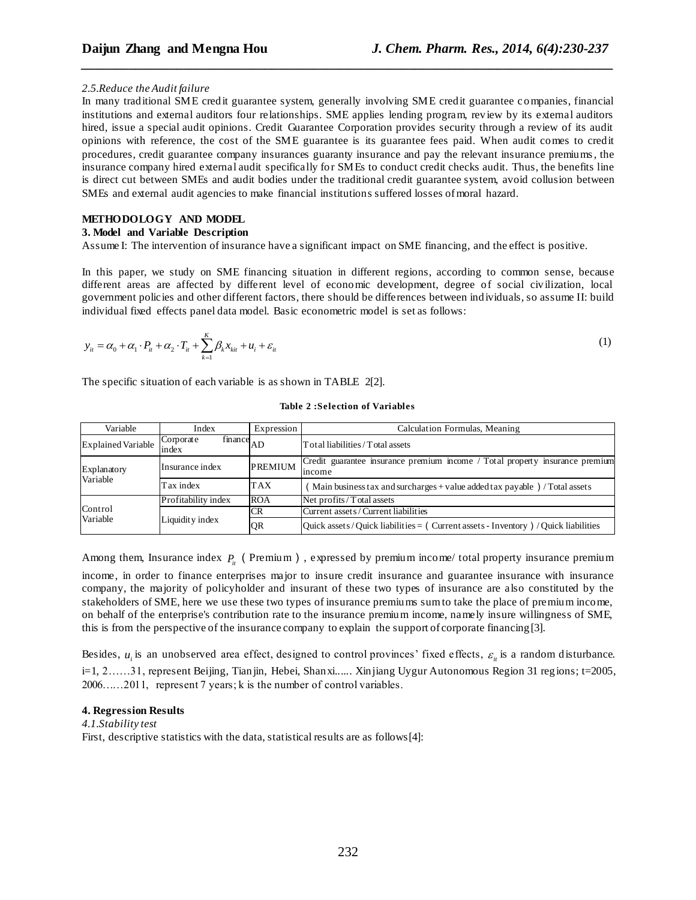*2.5.Reduce the Audit failure*

In many traditional SME credit guarantee system, generally involving SME credit guarantee companies, financial institutions and external auditors four relationships. SME applies lending program, review by its external auditors hired, issue a special audit opinions. Credit Guarantee Corporation provides security through a review of its audit opinions with reference, the cost of the SME guarantee is its guarantee fees paid. When audit comes to credit procedures, credit guarantee company insurances guaranty insurance and pay the relevant insurance premiums, the insurance company hired external audit specifically for SMEs to conduct credit checks audit. Thus, the benefits line is direct cut between SMEs and audit bodies under the traditional credit guarantee system, avoid collusion between SMEs and external audit agencies to make financial institutions suffered losses of moral hazard.

**METHODOLOGY AND MODEL**

**3. Model and Variable Description**

Assume I: The intervention of insurance have a significant impact on SME financing, and the effect is positive.

In this paper, we study on SME financing situation in different regions, according to common sense, because different areas are affected by different level of economic development, degree of social civilization, local government policies and other different factors, there should be differences between individuals, so assume II: build individual fixed effects panel data model. Basic econometric model is set as follows:

$$y_{it} = \alpha_0 + \alpha_1 \cdot P_{it} + \alpha_2 \cdot T_{it} + \sum_{k=1}^{K} \beta_k x_{kit} + u_i + \varepsilon_{it} \tag{1}$$

The specific situation of each variable is as shown in TABLE 2[2].

**Table 2 :Selection of Variables**

| Variable | Index | Expression | Calculation Formulas, Meaning |
|---|---|---|---|
| Explained Variable | Corporate finance index | AD | Total liabilities / Total assets |
| Explanatory Variable | Insurance index | PREMIUM | Credit guarantee insurance premium income / Total property insurance premium income |
| | Tax index | TAX | （Main business tax and surcharges + value added tax payable）/ Total assets |
| Control Variable | Profitability index | ROA | Net profits / Total assets |
| | Liquidity index | CR | Current assets / Current liabilities |
| | | QR | Quick assets / Quick liabilities = （Current assets - Inventory）/ Quick liabilities |

Among them, Insurance index $P_{it}$（Premium）, expressed by premium income/ total property insurance premium income, in order to finance enterprises major to insure credit insurance and guarantee insurance with insurance company, the majority of policyholder and insurant of these two types of insurance are also constituted by the stakeholders of SME, here we use these two types of insurance premiums sum to take the place of premium income, on behalf of the enterprise's contribution rate to the insurance premium income, namely insure willingness of SME, this is from the perspective of the insurance company to explain the support of corporate financing[3].

Besides, $u_i$ is an unobserved area effect, designed to control provinces' fixed effects, $\varepsilon_{it}$ is a random disturbance. i=1, 2……31, represent Beijing, Tianjin, Hebei, Shanxi...... Xinjiang Uygur Autonomous Region 31 regions; t=2005, 2006……2011, represent 7 years; k is the number of control variables.

**4. Regression Results**

*4.1.Stability test*

First, descriptive statistics with the data, statistical results are as follows[4]: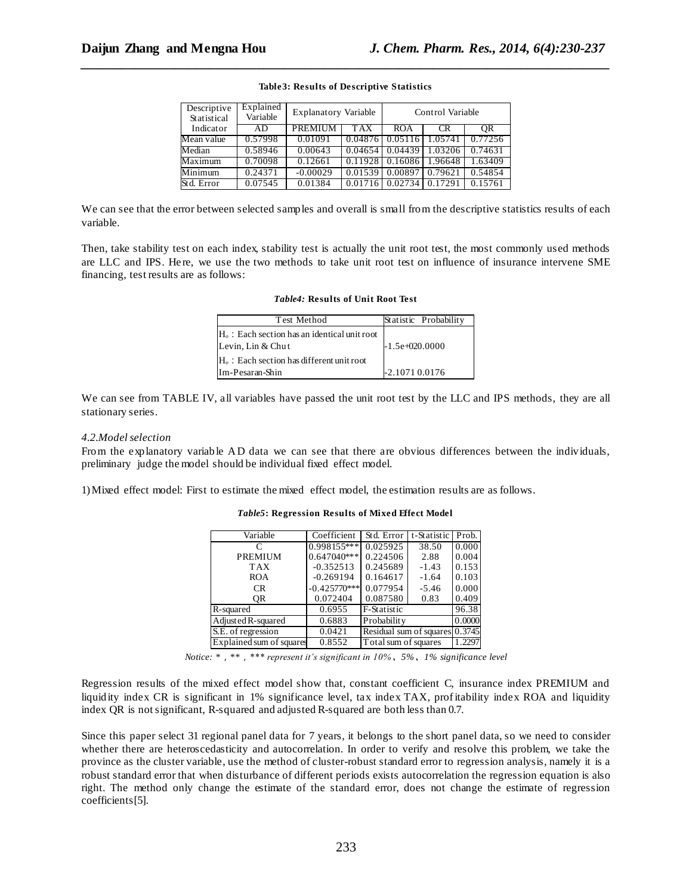**Table3: Results of Descriptive Statistics**

| Descriptive Statistical | Explained Variable | Explanatory Variable | | Control Variable | | |
|---|---|---|---|---|---|---|
| Indicator | AD | PREMIUM | TAX | ROA | CR | QR |
| Mean value | 0.57998 | 0.01091 | 0.04876 | 0.05116 | 1.05741 | 0.77256 |
| Median | 0.58946 | 0.00643 | 0.04654 | 0.04439 | 1.03206 | 0.74631 |
| Maximum | 0.70098 | 0.12661 | 0.11928 | 0.16086 | 1.96648 | 1.63409 |
| Minimum | 0.24371 | -0.00029 | 0.01539 | 0.00897 | 0.79621 | 0.54854 |
| Std. Error | 0.07545 | 0.01384 | 0.01716 | 0.02734 | 0.17291 | 0.15761 |

We can see that the error between selected samples and overall is small from the descriptive statistics results of each variable.

Then, take stability test on each index, stability test is actually the unit root test, the most commonly used methods are LLC and IPS. Here, we use the two methods to take unit root test on influence of insurance intervene SME financing, test results are as follows:

***Table4:* Results of Unit Root Test**

| Test Method | Statistic | Probability |
|---|---|---|
| $H_o$ : Each section has an identical unit root | | |
| Levin, Lin & Chut | -1.5e+02 | 0.0000 |
| $H_o$ : Each section has different unit root | | |
| Im-Pesaran-Shin | -2.1071 | 0.0176 |

We can see from TABLE IV, all variables have passed the unit root test by the LLC and IPS methods, they are all stationary series.

*4.2.Model selection*

From the explanatory variable AD data we can see that there are obvious differences between the individuals, preliminary judge the model should be individual fixed effect model.

1) Mixed effect model: First to estimate the mixed effect model, the estimation results are as follows.

***Table5*: Regression Results of Mixed Effect Model**

| Variable | Coefficient | Std. Error | t-Statistic | Prob. |
|---|---|---|---|---|
| C | 0.998155*** | 0.025925 | 38.50 | 0.000 |
| PREMIUM | 0.647040*** | 0.224506 | 2.88 | 0.004 |
| TAX | -0.352513 | 0.245689 | -1.43 | 0.153 |
| ROA | -0.269194 | 0.164617 | -1.64 | 0.103 |
| CR | -0.425770*** | 0.077954 | -5.46 | 0.000 |
| QR | 0.072404 | 0.087580 | 0.83 | 0.409 |
| R-squared | 0.6955 | F-Statistic | | 96.38 |
| Adjusted R-squared | 0.6883 | Probability | | 0.0000 |
| S.E. of regression | 0.0421 | Residual sum of squares | | 0.3745 |
| Explained sum of squares | 0.8552 | Total sum of squares | | 1.2297 |

*Notice: \* , \*\* , \*\*\* represent it's significant in 10%、5%、1% significance level*

Regression results of the mixed effect model show that, constant coefficient C, insurance index PREMIUM and liquidity index CR is significant in 1% significance level, tax index TAX, profitability index ROA and liquidity index QR is not significant, R-squared and adjusted R-squared are both less than 0.7.

Since this paper select 31 regional panel data for 7 years, it belongs to the short panel data, so we need to consider whether there are heteroscedasticity and autocorrelation. In order to verify and resolve this problem, we take the province as the cluster variable, use the method of cluster-robust standard error to regression analysis, namely it is a robust standard error that when disturbance of different periods exists autocorrelation the regression equation is also right. The method only change the estimate of the standard error, does not change the estimate of regression coefficients[5].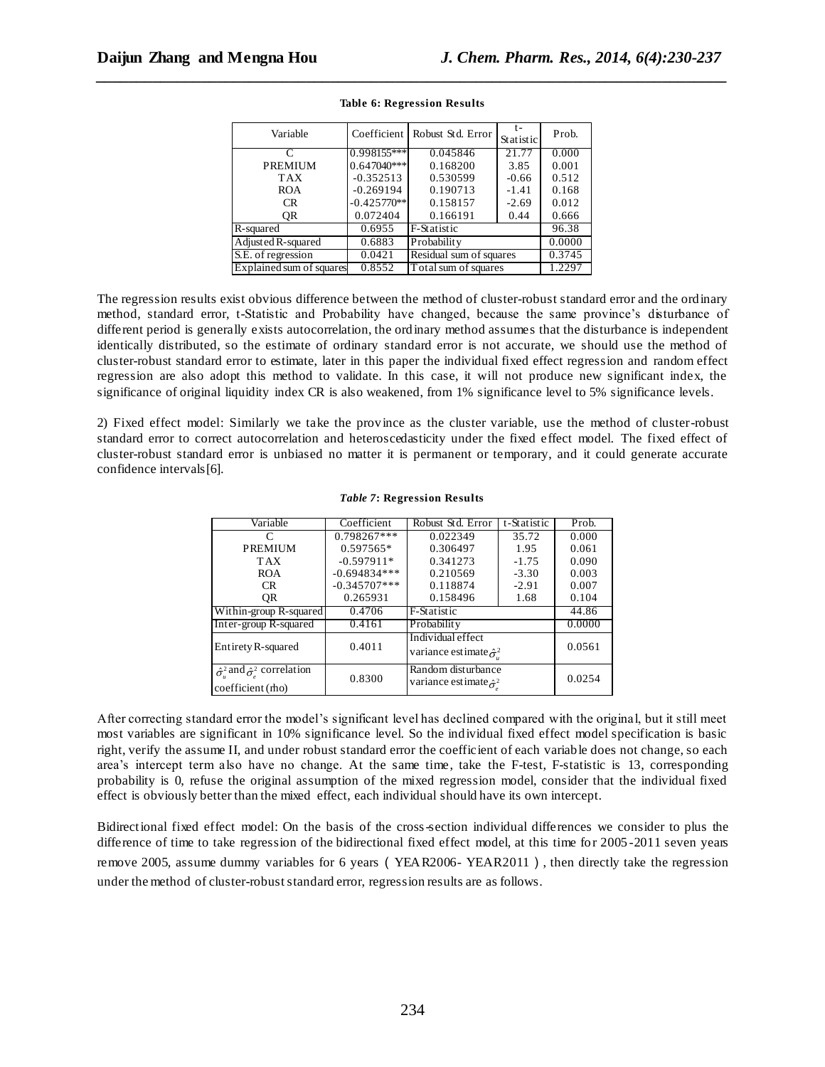**Table 6: Regression Results**

| Variable | Coefficient | Robust Std. Error | t-Statistic | Prob. |
|---|---|---|---|---|
| C | 0.998155*** | 0.045846 | 21.77 | 0.000 |
| PREMIUM | 0.647040*** | 0.168200 | 3.85 | 0.001 |
| TAX | -0.352513 | 0.530599 | -0.66 | 0.512 |
| ROA | -0.269194 | 0.190713 | -1.41 | 0.168 |
| CR | -0.425770** | 0.158157 | -2.69 | 0.012 |
| QR | 0.072404 | 0.166191 | 0.44 | 0.666 |
| R-squared | 0.6955 | F-Statistic | | 96.38 |
| Adjusted R-squared | 0.6883 | Probability | | 0.0000 |
| S.E. of regression | 0.0421 | Residual sum of squares | | 0.3745 |
| Explained sum of squares | 0.8552 | Total sum of squares | | 1.2297 |

The regression results exist obvious difference between the method of cluster-robust standard error and the ordinary method, standard error, t-Statistic and Probability have changed, because the same province's disturbance of different period is generally exists autocorrelation, the ordinary method assumes that the disturbance is independent identically distributed, so the estimate of ordinary standard error is not accurate, we should use the method of cluster-robust standard error to estimate, later in this paper the individual fixed effect regression and random effect regression are also adopt this method to validate. In this case, it will not produce new significant index, the significance of original liquidity index CR is also weakened, from 1% significance level to 5% significance levels.

2) Fixed effect model: Similarly we take the province as the cluster variable, use the method of cluster-robust standard error to correct autocorrelation and heteroscedasticity under the fixed effect model. The fixed effect of cluster-robust standard error is unbiased no matter it is permanent or temporary, and it could generate accurate confidence intervals[6].

***Table 7*: Regression Results**

| Variable | Coefficient | Robust Std. Error | t-Statistic | Prob. |
|---|---|---|---|---|
| C | 0.798267*** | 0.022349 | 35.72 | 0.000 |
| PREMIUM | 0.597565* | 0.306497 | 1.95 | 0.061 |
| TAX | -0.597911* | 0.341273 | -1.75 | 0.090 |
| ROA | -0.694834*** | 0.210569 | -3.30 | 0.003 |
| CR | -0.345707*** | 0.118874 | -2.91 | 0.007 |
| QR | 0.265931 | 0.158496 | 1.68 | 0.104 |
| Within-group R-squared | 0.4706 | F-Statistic | | 44.86 |
| Inter-group R-squared | 0.4161 | Probability | | 0.0000 |
| Entirety R-squared | 0.4011 | Individual effect variance estimate $\hat{\sigma}_u^2$ | | 0.0561 |
| $\hat{\sigma}_u^2$ and $\hat{\sigma}_e^2$ correlation coefficient (rho) | 0.8300 | Random disturbance variance estimate $\hat{\sigma}_e^2$ | | 0.0254 |

After correcting standard error the model's significant level has declined compared with the original, but it still meet most variables are significant in 10% significance level. So the individual fixed effect model specification is basic right, verify the assume II, and under robust standard error the coefficient of each variable does not change, so each area's intercept term also have no change. At the same time, take the F-test, F-statistic is 13, corresponding probability is 0, refuse the original assumption of the mixed regression model, consider that the individual fixed effect is obviously better than the mixed effect, each individual should have its own intercept.

Bidirectional fixed effect model: On the basis of the cross-section individual differences we consider to plus the difference of time to take regression of the bidirectional fixed effect model, at this time for 2005-2011 seven years remove 2005, assume dummy variables for 6 years（YEAR2006- YEAR2011）, then directly take the regression under the method of cluster-robust standard error, regression results are as follows.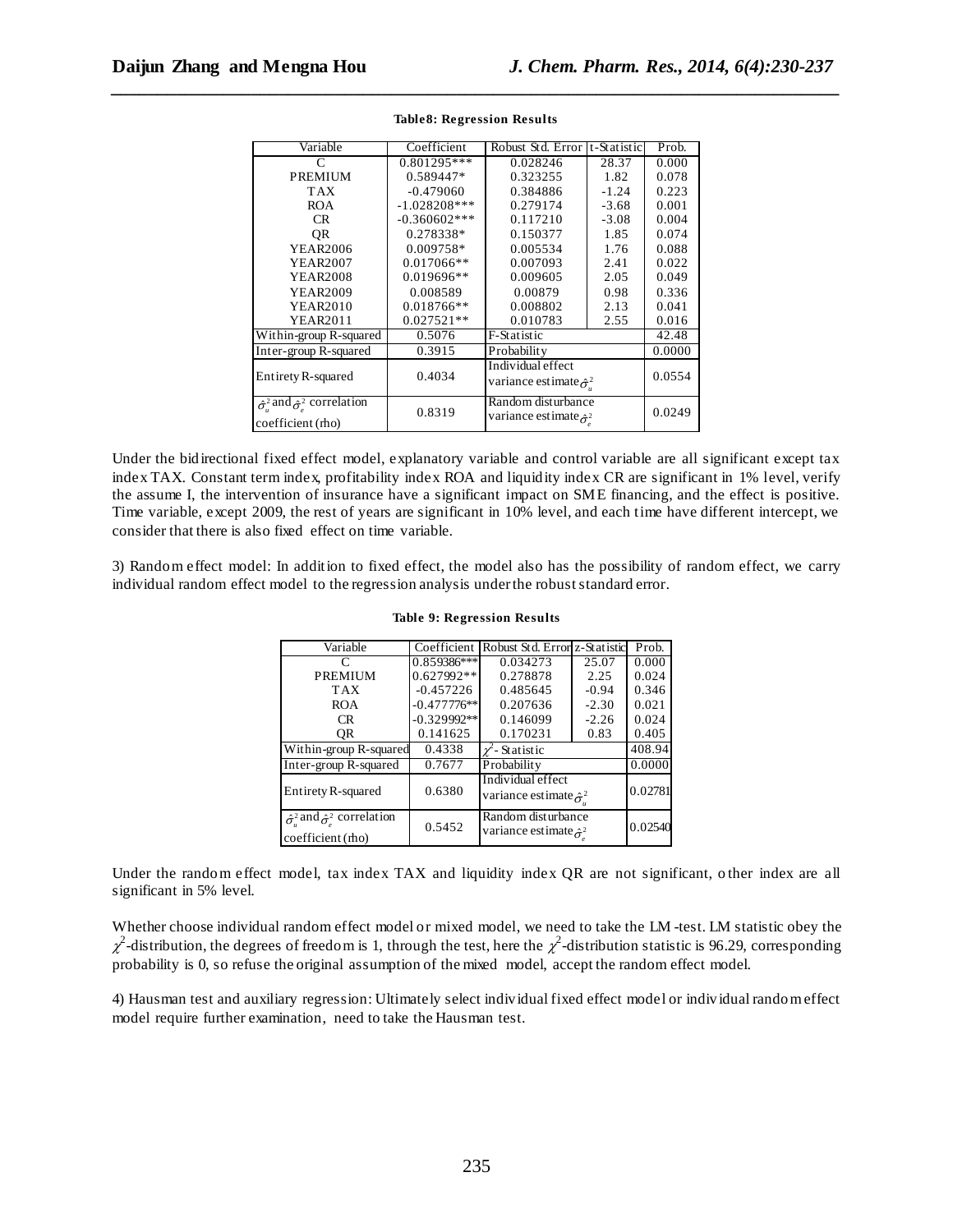**Table8: Regression Results**

| Variable | Coefficient | Robust Std. Error | t-Statistic | Prob. |
|---|---|---|---|---|
| C | 0.801295*** | 0.028246 | 28.37 | 0.000 |
| PREMIUM | 0.589447* | 0.323255 | 1.82 | 0.078 |
| TAX | -0.479060 | 0.384886 | -1.24 | 0.223 |
| ROA | -1.028208*** | 0.279174 | -3.68 | 0.001 |
| CR | -0.360602*** | 0.117210 | -3.08 | 0.004 |
| QR | 0.278338* | 0.150377 | 1.85 | 0.074 |
| YEAR2006 | 0.009758* | 0.005534 | 1.76 | 0.088 |
| YEAR2007 | 0.017066** | 0.007093 | 2.41 | 0.022 |
| YEAR2008 | 0.019696** | 0.009605 | 2.05 | 0.049 |
| YEAR2009 | 0.008589 | 0.00879 | 0.98 | 0.336 |
| YEAR2010 | 0.018766** | 0.008802 | 2.13 | 0.041 |
| YEAR2011 | 0.027521** | 0.010783 | 2.55 | 0.016 |
| Within-group R-squared | 0.5076 | F-Statistic | | 42.48 |
| Inter-group R-squared | 0.3915 | Probability | | 0.0000 |
| Entirety R-squared | 0.4034 | Individual effect variance estimate $\hat{\sigma}_u^2$ | | 0.0554 |
| $\hat{\sigma}_u^2$ and $\hat{\sigma}_e^2$ correlation coefficient (rho) | 0.8319 | Random disturbance variance estimate $\hat{\sigma}_e^2$ | | 0.0249 |

Under the bidirectional fixed effect model, explanatory variable and control variable are all significant except tax index TAX. Constant term index, profitability index ROA and liquidity index CR are significant in 1% level, verify the assume I, the intervention of insurance have a significant impact on SME financing, and the effect is positive. Time variable, except 2009, the rest of years are significant in 10% level, and each time have different intercept, we consider that there is also fixed effect on time variable.

3) Random effect model: In addition to fixed effect, the model also has the possibility of random effect, we carry individual random effect model to the regression analysis under the robust standard error.

**Table 9: Regression Results**

| Variable | Coefficient | Robust Std. Error | z-Statistic | Prob. |
|---|---|---|---|---|
| C | 0.859386*** | 0.034273 | 25.07 | 0.000 |
| PREMIUM | 0.627992** | 0.278878 | 2.25 | 0.024 |
| TAX | -0.457226 | 0.485645 | -0.94 | 0.346 |
| ROA | -0.477776** | 0.207636 | -2.30 | 0.021 |
| CR | -0.329992** | 0.146099 | -2.26 | 0.024 |
| QR | 0.141625 | 0.170231 | 0.83 | 0.405 |
| Within-group R-squared | 0.4338 | $\chi^2$- Statistic | | 408.94 |
| Inter-group R-squared | 0.7677 | Probability | | 0.0000 |
| Entirety R-squared | 0.6380 | Individual effect variance estimate $\hat{\sigma}_u^2$ | | 0.02781 |
| $\hat{\sigma}_u^2$ and $\hat{\sigma}_e^2$ correlation coefficient (rho) | 0.5452 | Random disturbance variance estimate $\hat{\sigma}_e^2$ | | 0.02540 |

Under the random effect model, tax index TAX and liquidity index QR are not significant, other index are all significant in 5% level.

Whether choose individual random effect model or mixed model, we need to take the LM-test. LM statistic obey the $\chi^2$-distribution, the degrees of freedom is 1, through the test, here the $\chi^2$-distribution statistic is 96.29, corresponding probability is 0, so refuse the original assumption of the mixed model, accept the random effect model.

4) Hausman test and auxiliary regression: Ultimately select individual fixed effect model or individual random effect model require further examination, need to take the Hausman test.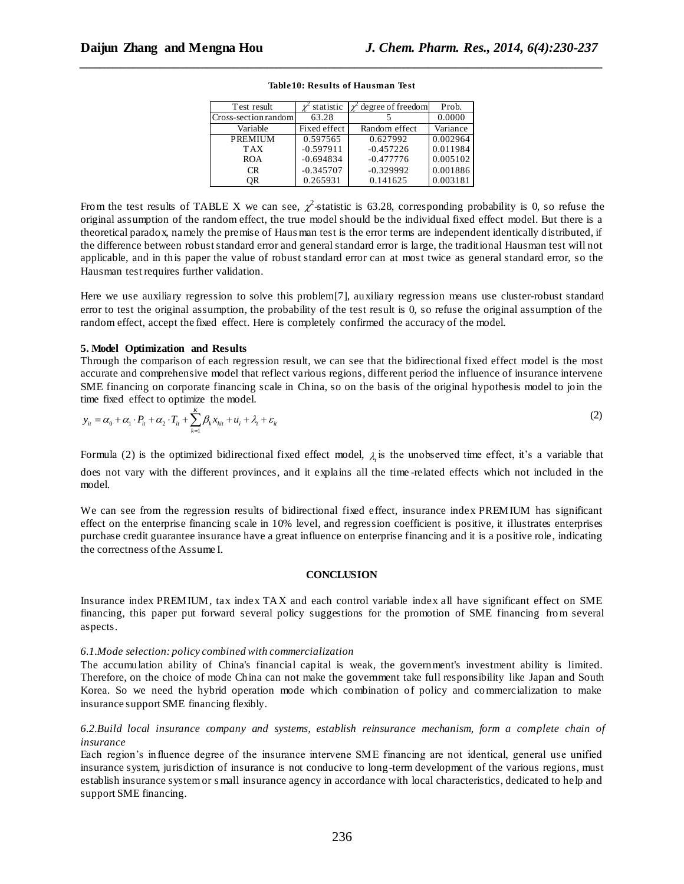**Table10: Results of Hausman Test**

| Test result | $\chi^2$ statistic | $\chi^2$ degree of freedom | Prob. |
|---|---|---|---|
| Cross-section random | 63.28 | 5 | 0.0000 |
| Variable | Fixed effect | Random effect | Variance |
| PREMIUM | 0.597565 | 0.627992 | 0.002964 |
| TAX | -0.597911 | -0.457226 | 0.011984 |
| ROA | -0.694834 | -0.477776 | 0.005102 |
| CR | -0.345707 | -0.329992 | 0.001886 |
| QR | 0.265931 | 0.141625 | 0.003181 |

From the test results of TABLE X we can see, $\chi^2$-statistic is 63.28, corresponding probability is 0, so refuse the original assumption of the random effect, the true model should be the individual fixed effect model. But there is a theoretical paradox, namely the premise of Hausman test is the error terms are independent identically distributed, if the difference between robust standard error and general standard error is large, the traditional Hausman test will not applicable, and in this paper the value of robust standard error can at most twice as general standard error, so the Hausman test requires further validation.

Here we use auxiliary regression to solve this problem[7], auxiliary regression means use cluster-robust standard error to test the original assumption, the probability of the test result is 0, so refuse the original assumption of the random effect, accept the fixed effect. Here is completely confirmed the accuracy of the model.

**5. Model Optimization and Results**

Through the comparison of each regression result, we can see that the bidirectional fixed effect model is the most accurate and comprehensive model that reflect various regions, different period the influence of insurance intervene SME financing on corporate financing scale in China, so on the basis of the original hypothesis model to join the time fixed effect to optimize the model.

$$y_{it} = \alpha_0 + \alpha_1 \cdot P_{it} + \alpha_2 \cdot T_{it} + \sum_{k=1}^{K} \beta_k x_{kit} + u_i + \lambda_t + \varepsilon_{it} \tag{2}$$

Formula (2) is the optimized bidirectional fixed effect model, $\lambda_t$ is the unobserved time effect, it's a variable that does not vary with the different provinces, and it explains all the time-related effects which not included in the model.

We can see from the regression results of bidirectional fixed effect, insurance index PREMIUM has significant effect on the enterprise financing scale in 10% level, and regression coefficient is positive, it illustrates enterprises purchase credit guarantee insurance have a great influence on enterprise financing and it is a positive role, indicating the correctness of the Assume I.

## CONCLUSION

Insurance index PREMIUM, tax index TAX and each control variable index all have significant effect on SME financing, this paper put forward several policy suggestions for the promotion of SME financing from several aspects.

*6.1.Mode selection: policy combined with commercialization*

The accumulation ability of China's financial capital is weak, the government's investment ability is limited. Therefore, on the choice of mode China can not make the government take full responsibility like Japan and South Korea. So we need the hybrid operation mode which combination of policy and commercialization to make insurance support SME financing flexibly.

*6.2.Build local insurance company and systems, establish reinsurance mechanism, form a complete chain of insurance*

Each region's influence degree of the insurance intervene SME financing are not identical, general use unified insurance system, jurisdiction of insurance is not conducive to long-term development of the various regions, must establish insurance system or small insurance agency in accordance with local characteristics, dedicated to help and support SME financing.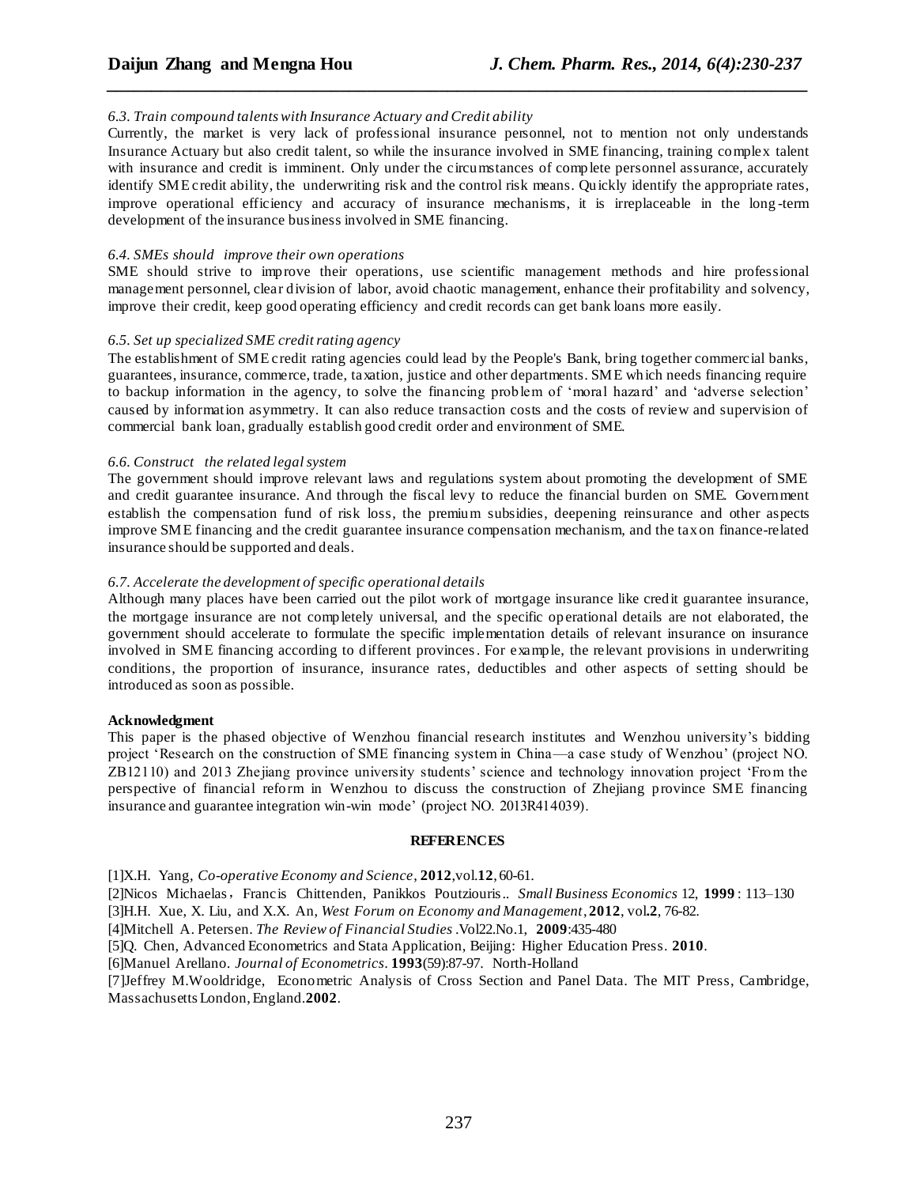*6.3. Train compound talents with Insurance Actuary and Credit ability*

Currently, the market is very lack of professional insurance personnel, not to mention not only understands Insurance Actuary but also credit talent, so while the insurance involved in SME financing, training complex talent with insurance and credit is imminent. Only under the circumstances of complete personnel assurance, accurately identify SME credit ability, the underwriting risk and the control risk means. Quickly identify the appropriate rates, improve operational efficiency and accuracy of insurance mechanisms, it is irreplaceable in the long-term development of the insurance business involved in SME financing.

*6.4. SMEs should improve their own operations*

SME should strive to improve their operations, use scientific management methods and hire professional management personnel, clear division of labor, avoid chaotic management, enhance their profitability and solvency, improve their credit, keep good operating efficiency and credit records can get bank loans more easily.

*6.5. Set up specialized SME credit rating agency*

The establishment of SME credit rating agencies could lead by the People's Bank, bring together commercial banks, guarantees, insurance, commerce, trade, taxation, justice and other departments. SME which needs financing require to backup information in the agency, to solve the financing problem of 'moral hazard' and 'adverse selection' caused by information asymmetry. It can also reduce transaction costs and the costs of review and supervision of commercial bank loan, gradually establish good credit order and environment of SME.

*6.6. Construct the related legal system*

The government should improve relevant laws and regulations system about promoting the development of SME and credit guarantee insurance. And through the fiscal levy to reduce the financial burden on SME. Government establish the compensation fund of risk loss, the premium subsidies, deepening reinsurance and other aspects improve SME financing and the credit guarantee insurance compensation mechanism, and the tax on finance-related insurance should be supported and deals.

*6.7. Accelerate the development of specific operational details*

Although many places have been carried out the pilot work of mortgage insurance like credit guarantee insurance, the mortgage insurance are not completely universal, and the specific operational details are not elaborated, the government should accelerate to formulate the specific implementation details of relevant insurance on insurance involved in SME financing according to different provinces. For example, the relevant provisions in underwriting conditions, the proportion of insurance, insurance rates, deductibles and other aspects of setting should be introduced as soon as possible.

**Acknowledgment**

This paper is the phased objective of Wenzhou financial research institutes and Wenzhou university's bidding project 'Research on the construction of SME financing system in China—a case study of Wenzhou' (project NO. ZB12110) and 2013 Zhejiang province university students' science and technology innovation project 'From the perspective of financial reform in Wenzhou to discuss the construction of Zhejiang province SME financing insurance and guarantee integration win-win mode' (project NO. 2013R414039).

## REFERENCES

[1]X.H. Yang, *Co-operative Economy and Science*, **2012**,vol.**12**, 60-61.

[2]Nicos Michaelas，Francis Chittenden, Panikkos Poutziouris.. *Small Business Economics* 12, **1999** : 113–130

[3]H.H. Xue, X. Liu, and X.X. An, *West Forum on Economy and Management*, **2012**, vol**.2**, 76-82.

[4]Mitchell A. Petersen. *The Review of Financial Studies* .Vol22.No.1, **2009**:435-480

[5]Q. Chen, Advanced Econometrics and Stata Application, Beijing: Higher Education Press. **2010**.

[6]Manuel Arellano. *Journal of Econometrics*. **1993**(59):87-97. North-Holland

[7]Jeffrey M.Wooldridge, Econometric Analysis of Cross Section and Panel Data. The MIT Press, Cambridge, Massachusetts London, England.**2002**.